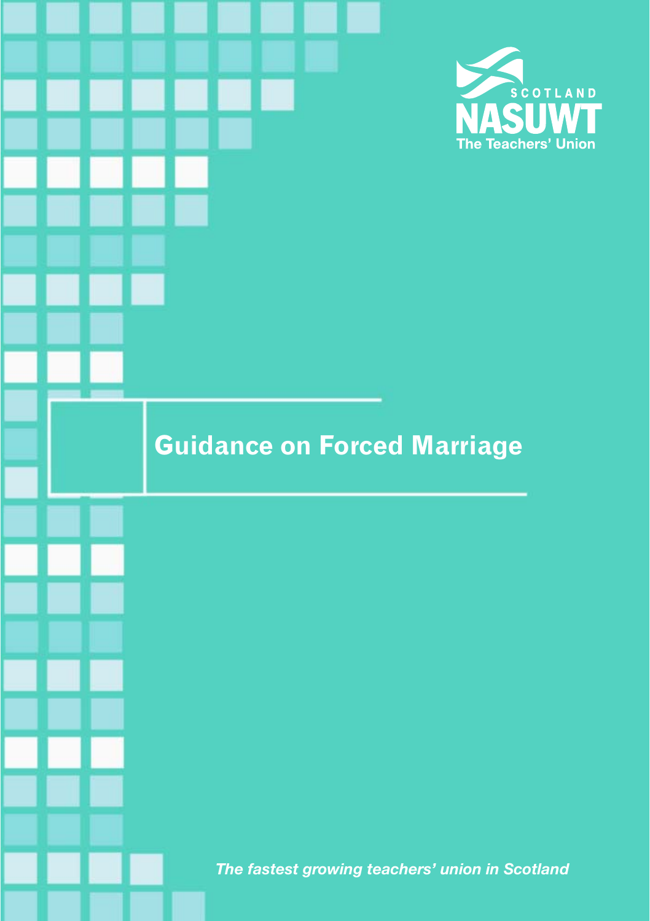SCOTLAND

NASUWT

The Teachers' Union

# Guidance on Forced Marriage

*The fastest growing teachers' union in Scotland*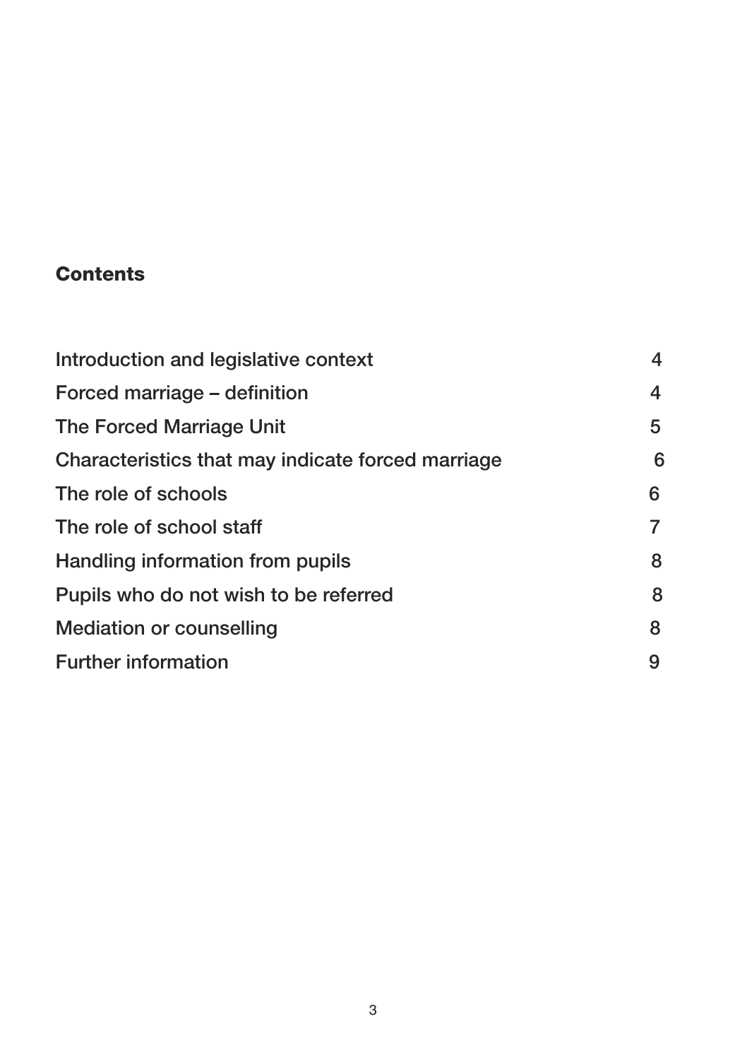## Contents

| | |
|---|---|
| Introduction and legislative context | 4 |
| Forced marriage – definition | 4 |
| The Forced Marriage Unit | 5 |
| Characteristics that may indicate forced marriage | 6 |
| The role of schools | 6 |
| The role of school staff | 7 |
| Handling information from pupils | 8 |
| Pupils who do not wish to be referred | 8 |
| Mediation or counselling | 8 |
| Further information | 9 |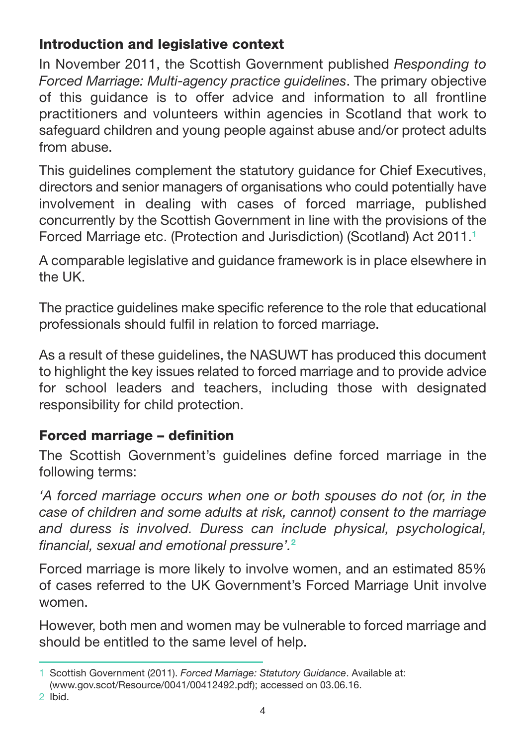## Introduction and legislative context

In November 2011, the Scottish Government published *Responding to Forced Marriage: Multi-agency practice guidelines*. The primary objective of this guidance is to offer advice and information to all frontline practitioners and volunteers within agencies in Scotland that work to safeguard children and young people against abuse and/or protect adults from abuse.

This guidelines complement the statutory guidance for Chief Executives, directors and senior managers of organisations who could potentially have involvement in dealing with cases of forced marriage, published concurrently by the Scottish Government in line with the provisions of the Forced Marriage etc. (Protection and Jurisdiction) (Scotland) Act 2011.[1]

A comparable legislative and guidance framework is in place elsewhere in the UK.

The practice guidelines make specific reference to the role that educational professionals should fulfil in relation to forced marriage.

As a result of these guidelines, the NASUWT has produced this document to highlight the key issues related to forced marriage and to provide advice for school leaders and teachers, including those with designated responsibility for child protection.

## Forced marriage – definition

The Scottish Government's guidelines define forced marriage in the following terms:

*'A forced marriage occurs when one or both spouses do not (or, in the case of children and some adults at risk, cannot) consent to the marriage and duress is involved. Duress can include physical, psychological, financial, sexual and emotional pressure'.*[2]

Forced marriage is more likely to involve women, and an estimated 85% of cases referred to the UK Government's Forced Marriage Unit involve women.

However, both men and women may be vulnerable to forced marriage and should be entitled to the same level of help.

---

1 Scottish Government (2011). *Forced Marriage: Statutory Guidance*. Available at: (www.gov.scot/Resource/0041/00412492.pdf); accessed on 03.06.16.

2 Ibid.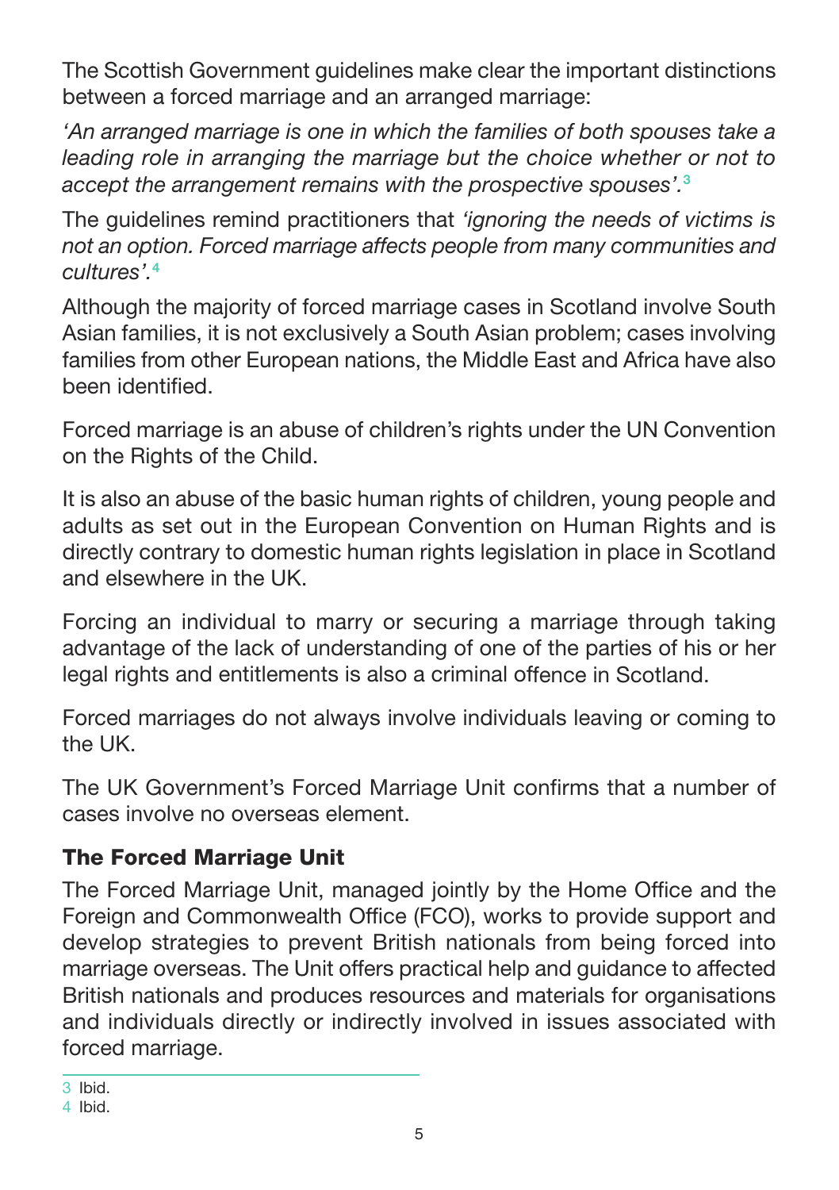The Scottish Government guidelines make clear the important distinctions between a forced marriage and an arranged marriage:

*'An arranged marriage is one in which the families of both spouses take a leading role in arranging the marriage but the choice whether or not to accept the arrangement remains with the prospective spouses'.*[3]

The guidelines remind practitioners that *'ignoring the needs of victims is not an option. Forced marriage affects people from many communities and cultures'.*[4]

Although the majority of forced marriage cases in Scotland involve South Asian families, it is not exclusively a South Asian problem; cases involving families from other European nations, the Middle East and Africa have also been identified.

Forced marriage is an abuse of children's rights under the UN Convention on the Rights of the Child.

It is also an abuse of the basic human rights of children, young people and adults as set out in the European Convention on Human Rights and is directly contrary to domestic human rights legislation in place in Scotland and elsewhere in the UK.

Forcing an individual to marry or securing a marriage through taking advantage of the lack of understanding of one of the parties of his or her legal rights and entitlements is also a criminal offence in Scotland.

Forced marriages do not always involve individuals leaving or coming to the UK.

The UK Government's Forced Marriage Unit confirms that a number of cases involve no overseas element.

## The Forced Marriage Unit

The Forced Marriage Unit, managed jointly by the Home Office and the Foreign and Commonwealth Office (FCO), works to provide support and develop strategies to prevent British nationals from being forced into marriage overseas. The Unit offers practical help and guidance to affected British nationals and produces resources and materials for organisations and individuals directly or indirectly involved in issues associated with forced marriage.

---

3 Ibid.

4 Ibid.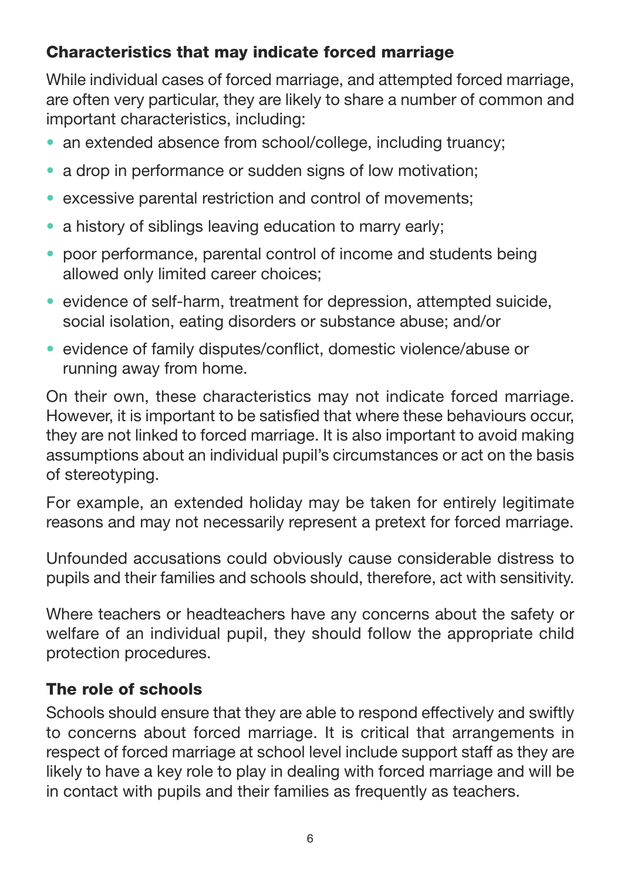## Characteristics that may indicate forced marriage

While individual cases of forced marriage, and attempted forced marriage, are often very particular, they are likely to share a number of common and important characteristics, including:

- an extended absence from school/college, including truancy;
- a drop in performance or sudden signs of low motivation;
- excessive parental restriction and control of movements;
- a history of siblings leaving education to marry early;
- poor performance, parental control of income and students being allowed only limited career choices;
- evidence of self-harm, treatment for depression, attempted suicide, social isolation, eating disorders or substance abuse; and/or
- evidence of family disputes/conflict, domestic violence/abuse or running away from home.

On their own, these characteristics may not indicate forced marriage. However, it is important to be satisfied that where these behaviours occur, they are not linked to forced marriage. It is also important to avoid making assumptions about an individual pupil's circumstances or act on the basis of stereotyping.

For example, an extended holiday may be taken for entirely legitimate reasons and may not necessarily represent a pretext for forced marriage.

Unfounded accusations could obviously cause considerable distress to pupils and their families and schools should, therefore, act with sensitivity.

Where teachers or headteachers have any concerns about the safety or welfare of an individual pupil, they should follow the appropriate child protection procedures.

## The role of schools

Schools should ensure that they are able to respond effectively and swiftly to concerns about forced marriage. It is critical that arrangements in respect of forced marriage at school level include support staff as they are likely to have a key role to play in dealing with forced marriage and will be in contact with pupils and their families as frequently as teachers.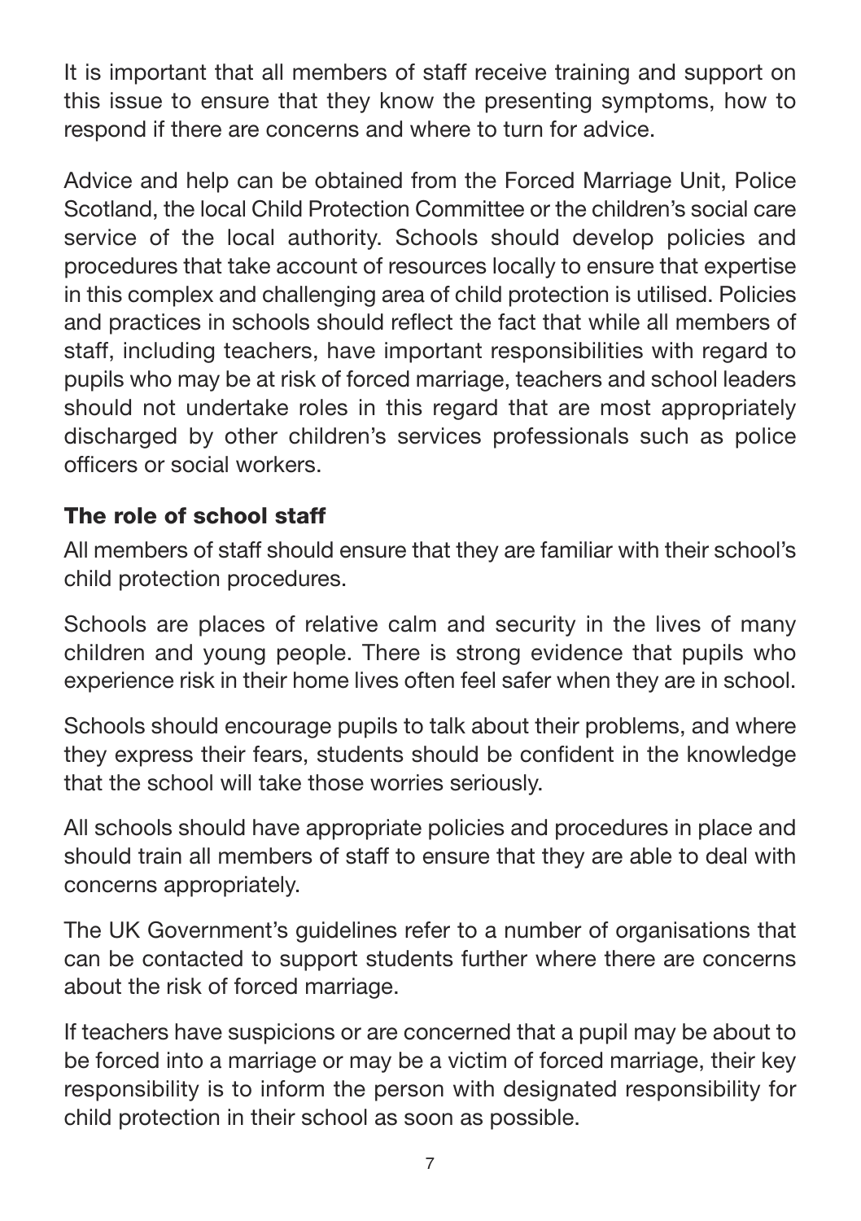It is important that all members of staff receive training and support on this issue to ensure that they know the presenting symptoms, how to respond if there are concerns and where to turn for advice.

Advice and help can be obtained from the Forced Marriage Unit, Police Scotland, the local Child Protection Committee or the children's social care service of the local authority. Schools should develop policies and procedures that take account of resources locally to ensure that expertise in this complex and challenging area of child protection is utilised. Policies and practices in schools should reflect the fact that while all members of staff, including teachers, have important responsibilities with regard to pupils who may be at risk of forced marriage, teachers and school leaders should not undertake roles in this regard that are most appropriately discharged by other children's services professionals such as police officers or social workers.

## The role of school staff

All members of staff should ensure that they are familiar with their school's child protection procedures.

Schools are places of relative calm and security in the lives of many children and young people. There is strong evidence that pupils who experience risk in their home lives often feel safer when they are in school.

Schools should encourage pupils to talk about their problems, and where they express their fears, students should be confident in the knowledge that the school will take those worries seriously.

All schools should have appropriate policies and procedures in place and should train all members of staff to ensure that they are able to deal with concerns appropriately.

The UK Government's guidelines refer to a number of organisations that can be contacted to support students further where there are concerns about the risk of forced marriage.

If teachers have suspicions or are concerned that a pupil may be about to be forced into a marriage or may be a victim of forced marriage, their key responsibility is to inform the person with designated responsibility for child protection in their school as soon as possible.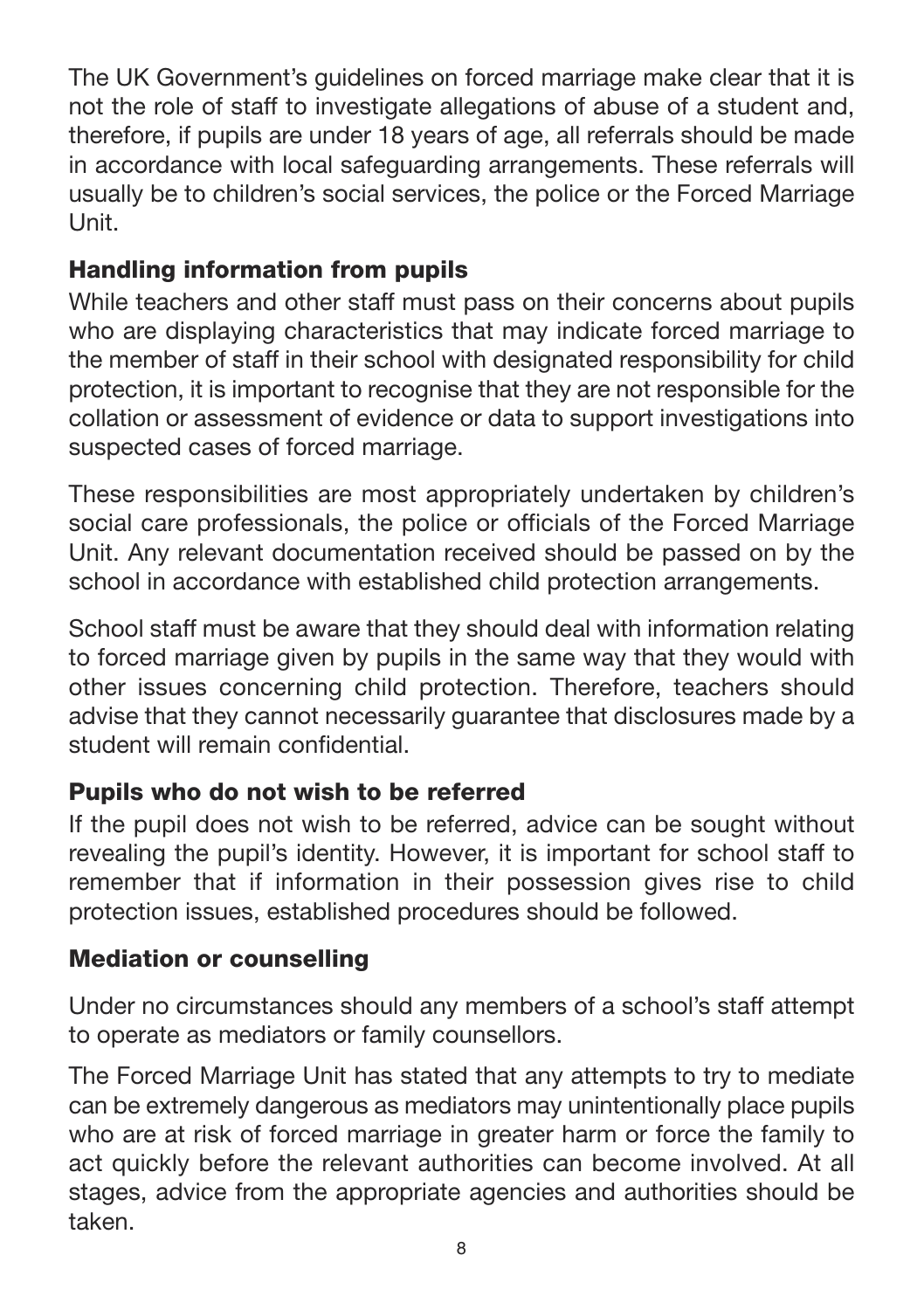The UK Government's guidelines on forced marriage make clear that it is not the role of staff to investigate allegations of abuse of a student and, therefore, if pupils are under 18 years of age, all referrals should be made in accordance with local safeguarding arrangements. These referrals will usually be to children's social services, the police or the Forced Marriage Unit.

## Handling information from pupils

While teachers and other staff must pass on their concerns about pupils who are displaying characteristics that may indicate forced marriage to the member of staff in their school with designated responsibility for child protection, it is important to recognise that they are not responsible for the collation or assessment of evidence or data to support investigations into suspected cases of forced marriage.

These responsibilities are most appropriately undertaken by children's social care professionals, the police or officials of the Forced Marriage Unit. Any relevant documentation received should be passed on by the school in accordance with established child protection arrangements.

School staff must be aware that they should deal with information relating to forced marriage given by pupils in the same way that they would with other issues concerning child protection. Therefore, teachers should advise that they cannot necessarily guarantee that disclosures made by a student will remain confidential.

## Pupils who do not wish to be referred

If the pupil does not wish to be referred, advice can be sought without revealing the pupil's identity. However, it is important for school staff to remember that if information in their possession gives rise to child protection issues, established procedures should be followed.

## Mediation or counselling

Under no circumstances should any members of a school's staff attempt to operate as mediators or family counsellors.

The Forced Marriage Unit has stated that any attempts to try to mediate can be extremely dangerous as mediators may unintentionally place pupils who are at risk of forced marriage in greater harm or force the family to act quickly before the relevant authorities can become involved. At all stages, advice from the appropriate agencies and authorities should be taken.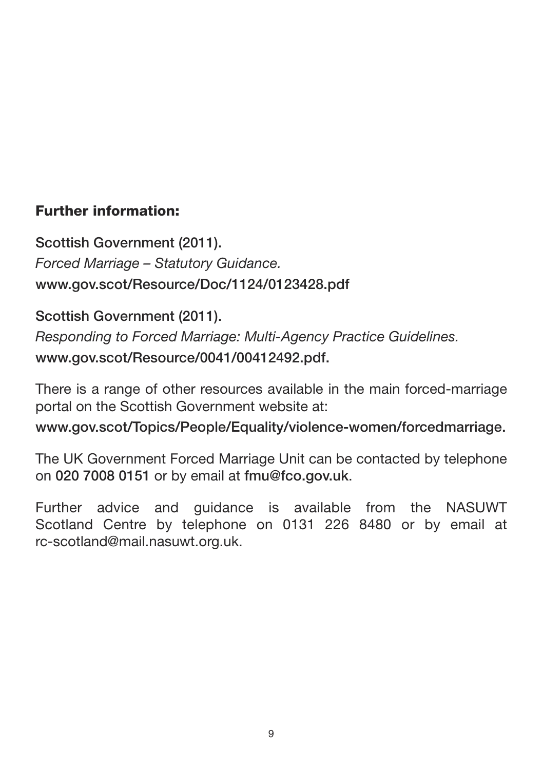## Further information:

**Scottish Government (2011).**
*Forced Marriage – Statutory Guidance.*
**www.gov.scot/Resource/Doc/1124/0123428.pdf**

**Scottish Government (2011).**
*Responding to Forced Marriage: Multi-Agency Practice Guidelines.*
**www.gov.scot/Resource/0041/00412492.pdf.**

There is a range of other resources available in the main forced-marriage portal on the Scottish Government website at:

**www.gov.scot/Topics/People/Equality/violence-women/forcedmarriage.**

The UK Government Forced Marriage Unit can be contacted by telephone on **020 7008 0151** or by email at **fmu@fco.gov.uk**.

Further advice and guidance is available from the NASUWT Scotland Centre by telephone on 0131 226 8480 or by email at rc-scotland@mail.nasuwt.org.uk.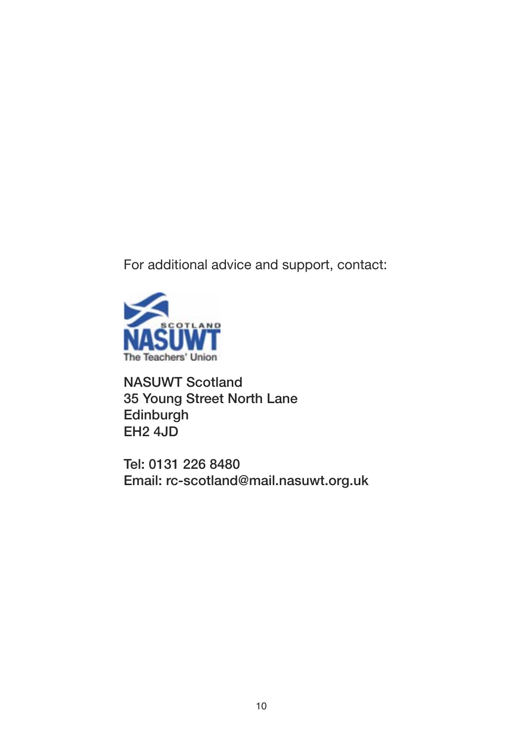For additional advice and support, contact:

SCOTLAND
NASUWT
The Teachers' Union

**NASUWT Scotland**
**35 Young Street North Lane**
**Edinburgh**
**EH2 4JD**

**Tel: 0131 226 8480**
**Email: rc-scotland@mail.nasuwt.org.uk**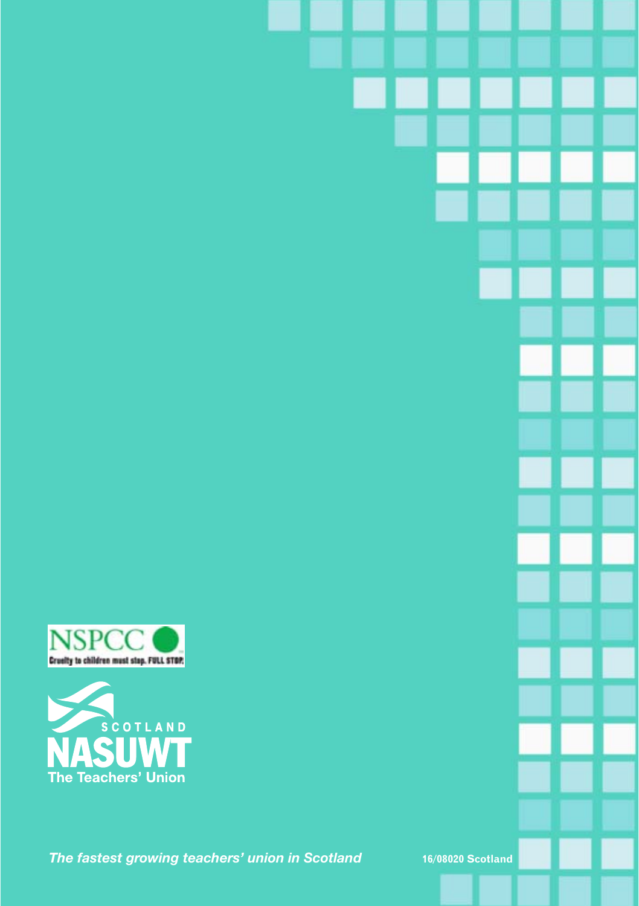NSPCC

Cruelty to children must stop. FULL STOP.

SCOTLAND

NASUWT

The Teachers' Union

*The fastest growing teachers' union in Scotland*

16/08020 Scotland